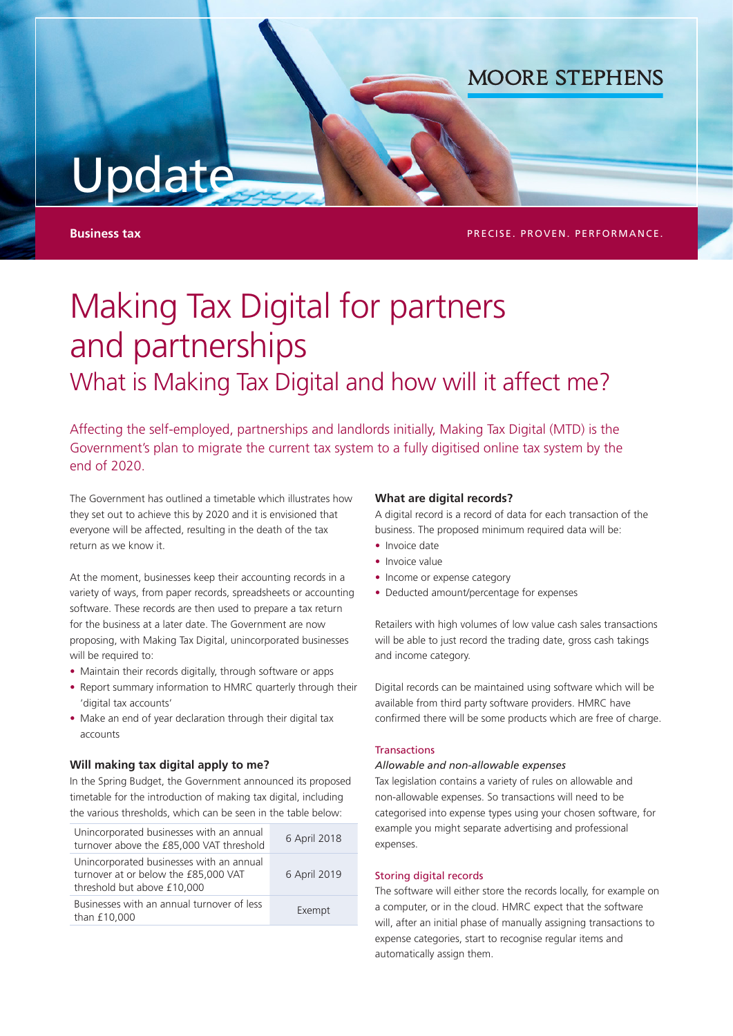MOORE STEPHENS

# Update

**Business tax**

PRECISE. PROVEN. PERFORMANCE.

# Making Tax Digital for partners and partnerships

## What is Making Tax Digital and how will it affect me?

Affecting the self-employed, partnerships and landlords initially, Making Tax Digital (MTD) is the Government's plan to migrate the current tax system to a fully digitised online tax system by the end of 2020.

The Government has outlined a timetable which illustrates how they set out to achieve this by 2020 and it is envisioned that everyone will be affected, resulting in the death of the tax return as we know it.

At the moment, businesses keep their accounting records in a variety of ways, from paper records, spreadsheets or accounting software. These records are then used to prepare a tax return for the business at a later date. The Government are now proposing, with Making Tax Digital, unincorporated businesses will be required to:

- Maintain their records digitally, through software or apps
- Report summary information to HMRC quarterly through their 'digital tax accounts'
- Make an end of year declaration through their digital tax accounts

### Will making tax digital apply to me?

In the Spring Budget, the Government announced its proposed timetable for the introduction of making tax digital, including the various thresholds, which can be seen in the table below:

| | |
|---|---|
| Unincorporated businesses with an annual turnover above the £85,000 VAT threshold | 6 April 2018 |
| Unincorporated businesses with an annual turnover at or below the £85,000 VAT threshold but above £10,000 | 6 April 2019 |
| Businesses with an annual turnover of less than £10,000 | Exempt |

### What are digital records?

A digital record is a record of data for each transaction of the business. The proposed minimum required data will be:

- Invoice date
- Invoice value
- Income or expense category
- Deducted amount/percentage for expenses

Retailers with high volumes of low value cash sales transactions will be able to just record the trading date, gross cash takings and income category.

Digital records can be maintained using software which will be available from third party software providers. HMRC have confirmed there will be some products which are free of charge.

#### Transactions

*Allowable and non-allowable expenses*

Tax legislation contains a variety of rules on allowable and non-allowable expenses. So transactions will need to be categorised into expense types using your chosen software, for example you might separate advertising and professional expenses.

#### Storing digital records

The software will either store the records locally, for example on a computer, or in the cloud. HMRC expect that the software will, after an initial phase of manually assigning transactions to expense categories, start to recognise regular items and automatically assign them.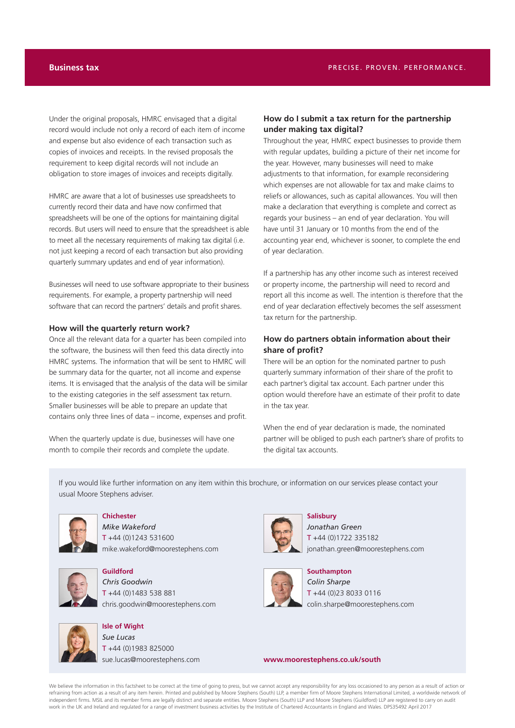Under the original proposals, HMRC envisaged that a digital record would include not only a record of each item of income and expense but also evidence of each transaction such as copies of invoices and receipts. In the revised proposals the requirement to keep digital records will not include an obligation to store images of invoices and receipts digitally.

HMRC are aware that a lot of businesses use spreadsheets to currently record their data and have now confirmed that spreadsheets will be one of the options for maintaining digital records. But users will need to ensure that the spreadsheet is able to meet all the necessary requirements of making tax digital (i.e. not just keeping a record of each transaction but also providing quarterly summary updates and end of year information).

Businesses will need to use software appropriate to their business requirements. For example, a property partnership will need software that can record the partners' details and profit shares.

### How will the quarterly return work?

Once all the relevant data for a quarter has been compiled into the software, the business will then feed this data directly into HMRC systems. The information that will be sent to HMRC will be summary data for the quarter, not all income and expense items. It is envisaged that the analysis of the data will be similar to the existing categories in the self assessment tax return. Smaller businesses will be able to prepare an update that contains only three lines of data – income, expenses and profit.

When the quarterly update is due, businesses will have one month to compile their records and complete the update.

### How do I submit a tax return for the partnership under making tax digital?

Throughout the year, HMRC expect businesses to provide them with regular updates, building a picture of their net income for the year. However, many businesses will need to make adjustments to that information, for example reconsidering which expenses are not allowable for tax and make claims to reliefs or allowances, such as capital allowances. You will then make a declaration that everything is complete and correct as regards your business – an end of year declaration. You will have until 31 January or 10 months from the end of the accounting year end, whichever is sooner, to complete the end of year declaration.

If a partnership has any other income such as interest received or property income, the partnership will need to record and report all this income as well. The intention is therefore that the end of year declaration effectively becomes the self assessment tax return for the partnership.

### How do partners obtain information about their share of profit?

There will be an option for the nominated partner to push quarterly summary information of their share of the profit to each partner's digital tax account. Each partner under this option would therefore have an estimate of their profit to date in the tax year.

When the end of year declaration is made, the nominated partner will be obliged to push each partner's share of profits to the digital tax accounts.

If you would like further information on any item within this brochure, or information on our services please contact your usual Moore Stephens adviser.

**Chichester**
*Mike Wakeford*
T +44 (0)1243 531600
mike.wakeford@moorestephens.com

**Guildford**
*Chris Goodwin*
T +44 (0)1483 538 881
chris.goodwin@moorestephens.com

**Isle of Wight**
*Sue Lucas*
T +44 (0)1983 825000
sue.lucas@moorestephens.com

**Salisbury**
*Jonathan Green*
T +44 (0)1722 335182
jonathan.green@moorestephens.com

**Southampton**
*Colin Sharpe*
T +44 (0)23 8033 0116
colin.sharpe@moorestephens.com

**www.moorestephens.co.uk/south**

We believe the information in this factsheet to be correct at the time of going to press, but we cannot accept any responsibility for any loss occasioned to any person as a result of action or refraining from action as a result of any item herein. Printed and published by Moore Stephens (South) LLP, a member firm of Moore Stephens International Limited, a worldwide network of independent firms. MSIL and its member firms are legally distinct and separate entities. Moore Stephens (South) LLP and Moore Stephens (Guildford) LLP are registered to carry on audit work in the UK and Ireland and regulated for a range of investment business activities by the Institute of Chartered Accountants in England and Wales. DPS35492 April 2017